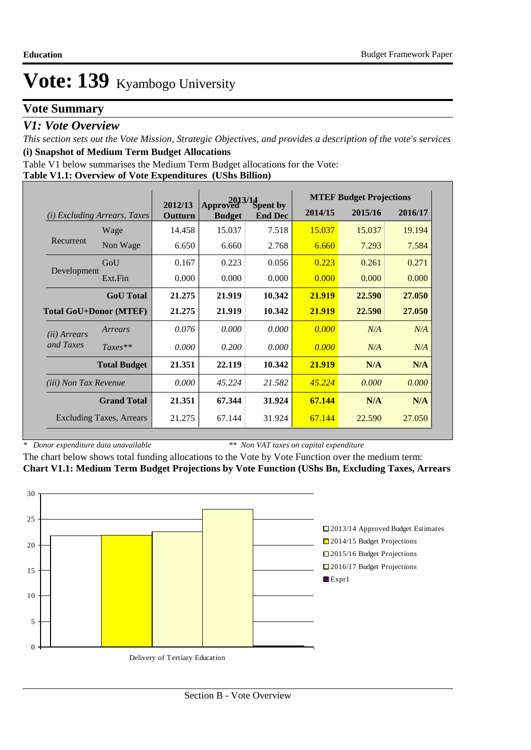# Vote: 139 Kyambogo University

## Vote Summary

### *V1: Vote Overview*

*This section sets out the Vote Mission, Strategic Objectives, and provides a description of the vote's services*

**(i) Snapshot of Medium Term Budget Allocations**

Table V1 below summarises the Medium Term Budget allocations for the Vote:

**Table V1.1: Overview of Vote Expenditures (UShs Billion)**

| *(i) Excluding Arrears, Taxes* | | 2012/13 Outturn | 2013/14 Approved Budget | 2013/14 Spent by End Dec | MTEF Budget Projections 2014/15 | 2015/16 | 2016/17 |
|---|---|---|---|---|---|---|---|
| Recurrent | Wage | 14.458 | 15.037 | 7.518 | 15.037 | 15.037 | 19.194 |
| | Non Wage | 6.650 | 6.660 | 2.768 | 6.660 | 7.293 | 7.584 |
| Development | GoU | 0.167 | 0.223 | 0.056 | 0.223 | 0.261 | 0.271 |
| | Ext.Fin | 0.000 | 0.000 | 0.000 | 0.000 | 0.000 | 0.000 |
| | **GoU Total** | **21.275** | **21.919** | **10.342** | **21.919** | **22.590** | **27.050** |
| **Total GoU+Donor (MTEF)** | | **21.275** | **21.919** | **10.342** | **21.919** | **22.590** | **27.050** |
| *(ii) Arrears and Taxes* | *Arrears* | *0.076* | *0.000* | *0.000* | *0.000* | *N/A* | *N/A* |
| | *Taxes*** | *0.000* | *0.200* | *0.000* | *0.000* | *N/A* | *N/A* |
| | **Total Budget** | **21.351** | **22.119** | **10.342** | **21.919** | **N/A** | **N/A** |
| *(iii) Non Tax Revenue* | | *0.000* | *45.224* | *21.582* | *45.224* | *0.000* | *0.000* |
| | **Grand Total** | **21.351** | **67.344** | **31.924** | **67.144** | **N/A** | **N/A** |
| | Excluding Taxes, Arrears | 21.275 | 67.144 | 31.924 | 67.144 | 22.590 | 27.050 |

\* *Donor expenditure data unavailable* \*\* *Non VAT taxes on capital expenditure*

The chart below shows total funding allocations to the Vote by Vote Function over the medium term:

**Chart V1.1: Medium Term Budget Projections by Vote Function (UShs Bn, Excluding Taxes, Arrears**

| Vote Function | 2013/14 Approved Budget Estimates | 2014/15 Budget Projections | 2015/16 Budget Projections | 2016/17 Budget Projections |
|---|---|---|---|---|
| Delivery of Tertiary Education | ~21.9 | ~21.9 | ~22.6 | ~27.0 |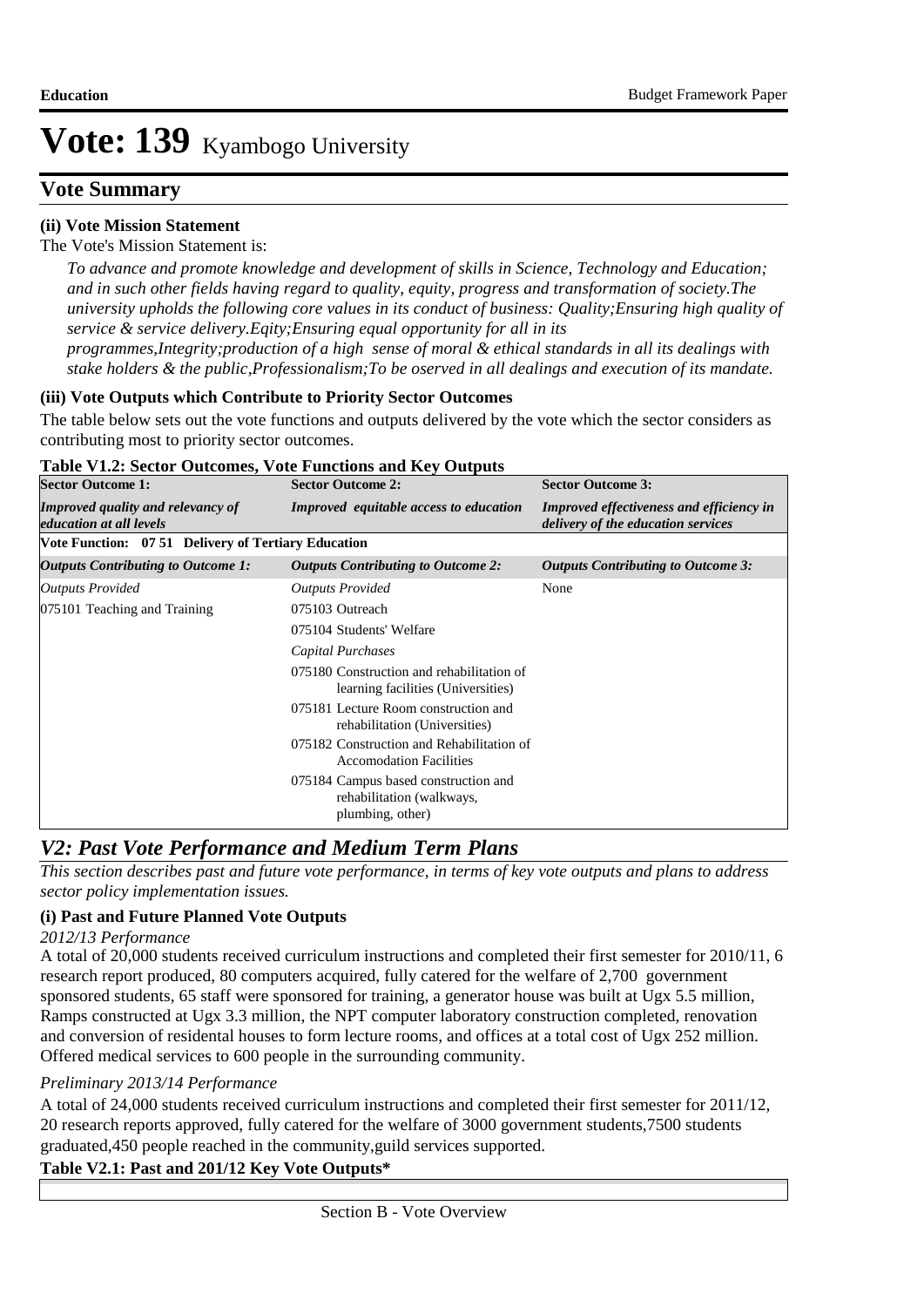# Vote: 139 Kyambogo University

## Vote Summary

**(ii) Vote Mission Statement**

The Vote's Mission Statement is:

*To advance and promote knowledge and development of skills in Science, Technology and Education; and in such other fields having regard to quality, equity, progress and transformation of society.The university upholds the following core values in its conduct of business: Quality;Ensuring high quality of service & service delivery.Eqity;Ensuring equal opportunity for all in its programmes,Integrity;production of a high sense of moral & ethical standards in all its dealings with stake holders & the public,Professionalism;To be oserved in all dealings and execution of its mandate.*

**(iii) Vote Outputs which Contribute to Priority Sector Outcomes**

The table below sets out the vote functions and outputs delivered by the vote which the sector considers as contributing most to priority sector outcomes.

**Table V1.2: Sector Outcomes, Vote Functions and Key Outputs**

| **Sector Outcome 1:** *Improved quality and relevancy of education at all levels* | **Sector Outcome 2:** *Improved equitable access to education* | **Sector Outcome 3:** *Improved effectiveness and efficiency in delivery of the education services* |
|---|---|---|
| **Vote Function: 07 51 Delivery of Tertiary Education** | | |
| ***Outputs Contributing to Outcome 1:*** | ***Outputs Contributing to Outcome 2:*** | ***Outputs Contributing to Outcome 3:*** |
| *Outputs Provided* | *Outputs Provided* | None |
| 075101 Teaching and Training | 075103 Outreach | |
| | 075104 Students' Welfare | |
| | *Capital Purchases* | |
| | 075180 Construction and rehabilitation of learning facilities (Universities) | |
| | 075181 Lecture Room construction and rehabilitation (Universities) | |
| | 075182 Construction and Rehabilitation of Accomodation Facilities | |
| | 075184 Campus based construction and rehabilitation (walkways, plumbing, other) | |

## *V2: Past Vote Performance and Medium Term Plans*

*This section describes past and future vote performance, in terms of key vote outputs and plans to address sector policy implementation issues.*

**(i) Past and Future Planned Vote Outputs**

*2012/13 Performance*

A total of 20,000 students received curriculum instructions and completed their first semester for 2010/11, 6 research report produced, 80 computers acquired, fully catered for the welfare of 2,700 government sponsored students, 65 staff were sponsored for training, a generator house was built at Ugx 5.5 million, Ramps constructed at Ugx 3.3 million, the NPT computer laboratory construction completed, renovation and conversion of residental houses to form lecture rooms, and offices at a total cost of Ugx 252 million. Offered medical services to 600 people in the surrounding community.

*Preliminary 2013/14 Performance*

A total of 24,000 students received curriculum instructions and completed their first semester for 2011/12, 20 research reports approved, fully catered for the welfare of 3000 government students,7500 students graduated,450 people reached in the community,guild services supported.

**Table V2.1: Past and 201/12 Key Vote Outputs***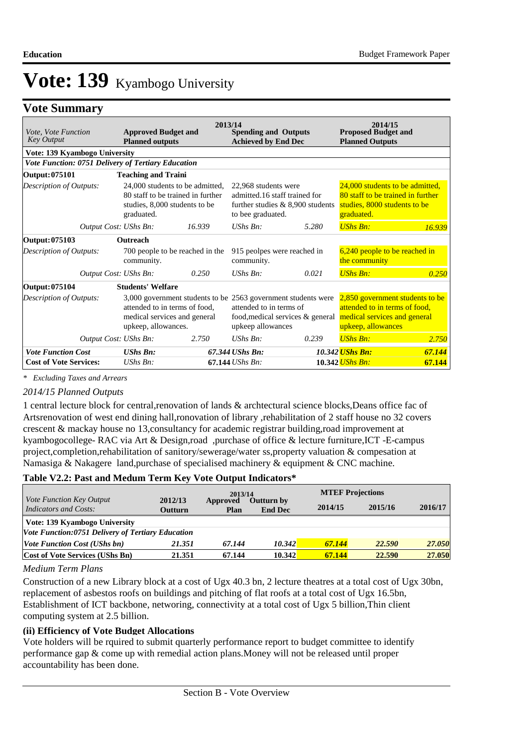# Vote: 139 Kyambogo University

## Vote Summary

| Vote, Vote Function Key Output | 2013/14 Approved Budget and Planned outputs | | 2013/14 Spending and Outputs Achieved by End Dec | | 2014/15 Proposed Budget and Planned Outputs | |
|---|---|---|---|---|---|---|
| **Vote: 139 Kyambogo University** | | | | | | |
| ***Vote Function: 0751 Delivery of Tertiary Education*** | | | | | | |
| **Output: 075101** | **Teaching and Traini** | | | | | |
| *Description of Outputs:* | 24,000 students to be admitted, 80 staff to be trained in further studies, 8,000 students to be graduated. | | 22,968 students were admitted.16 staff trained for further studies & 8,900 students to bee graduated. | | 24,000 students to be admitted, 80 staff to be trained in further studies, 8000 students to be graduated. | |
| *Output Cost: UShs Bn:* | | *16.939* | *UShs Bn:* | *5.280* | *UShs Bn:* | *16.939* |
| **Output: 075103** | **Outreach** | | | | | |
| *Description of Outputs:* | 700 people to be reached in the community. | | 915 peolpes were reached in community. | | 6,240 people to be reached in the community | |
| *Output Cost: UShs Bn:* | | *0.250* | *UShs Bn:* | *0.021* | *UShs Bn:* | *0.250* |
| **Output: 075104** | **Students' Welfare** | | | | | |
| *Description of Outputs:* | 3,000 government students to be attended to in terms of food, medical services and general upkeep, allowances. | | 2563 government students were attended to in terms of food,medical services & general upkeep allowances | | 2,850 government students to be attended to in terms of food, medical services and general upkeep, allowances | |
| *Output Cost: UShs Bn:* | | *2.750* | *UShs Bn:* | *0.239* | *UShs Bn:* | *2.750* |
| ***Vote Function Cost*** | ***UShs Bn:*** | ***67.344*** | ***UShs Bn:*** | ***10.342*** | ***UShs Bn:*** | ***67.144*** |
| **Cost of Vote Services:** | *UShs Bn:* | **67.144** | *UShs Bn:* | **10.342** | *UShs Bn:* | **67.144** |

*\* Excluding Taxes and Arrears*

*2014/15 Planned Outputs*

1 central lecture block for central,renovation of lands & archtectural science blocks,Deans office fac of Artsrenovation of west end dining hall,ronovation of library ,rehabilitation of 2 staff house no 32 covers crescent & mackay house no 13,consultancy for academic registrar building,road improvement at kyambogocollege- RAC via Art & Design,road ,purchase of office & lecture furniture,ICT -E-campus project,completion,rehabilitation of sanitory/sewerage/water ss,property valuation & compesation at Namasiga & Nakagere land,purchase of specialised machinery & equipment & CNC machine.

### Table V2.2: Past and Medum Term Key Vote Output Indicators*

| Vote Function Key Output Indicators and Costs: | 2012/13 Outturn | 2013/14 Approved Plan | 2013/14 Outturn by End Dec | MTEF Projections 2014/15 | 2015/16 | 2016/17 |
|---|---|---|---|---|---|---|
| **Vote: 139 Kyambogo University** | | | | | | |
| ***Vote Function:0751 Delivery of Tertiary Education*** | | | | | | |
| ***Vote Function Cost (UShs bn)*** | ***21.351*** | ***67.144*** | ***10.342*** | ***67.144*** | ***22.590*** | ***27.050*** |
| **Cost of Vote Services (UShs Bn)** | **21.351** | **67.144** | **10.342** | **67.144** | **22.590** | **27.050** |

*Medium Term Plans*

Construction of a new Library block at a cost of Ugx 40.3 bn, 2 lecture theatres at a total cost of Ugx 30bn, replacement of asbestos roofs on buildings and pitching of flat roofs at a total cost of Ugx 16.5bn, Establishment of ICT backbone, networing, connectivity at a total cost of Ugx 5 billion,Thin client computing system at 2.5 billion.

**(ii) Efficiency of Vote Budget Allocations**

Vote holders will be rquired to submit quarterly performance report to budget committee to identify performance gap & come up with remedial action plans.Money will not be released until proper accountability has been done.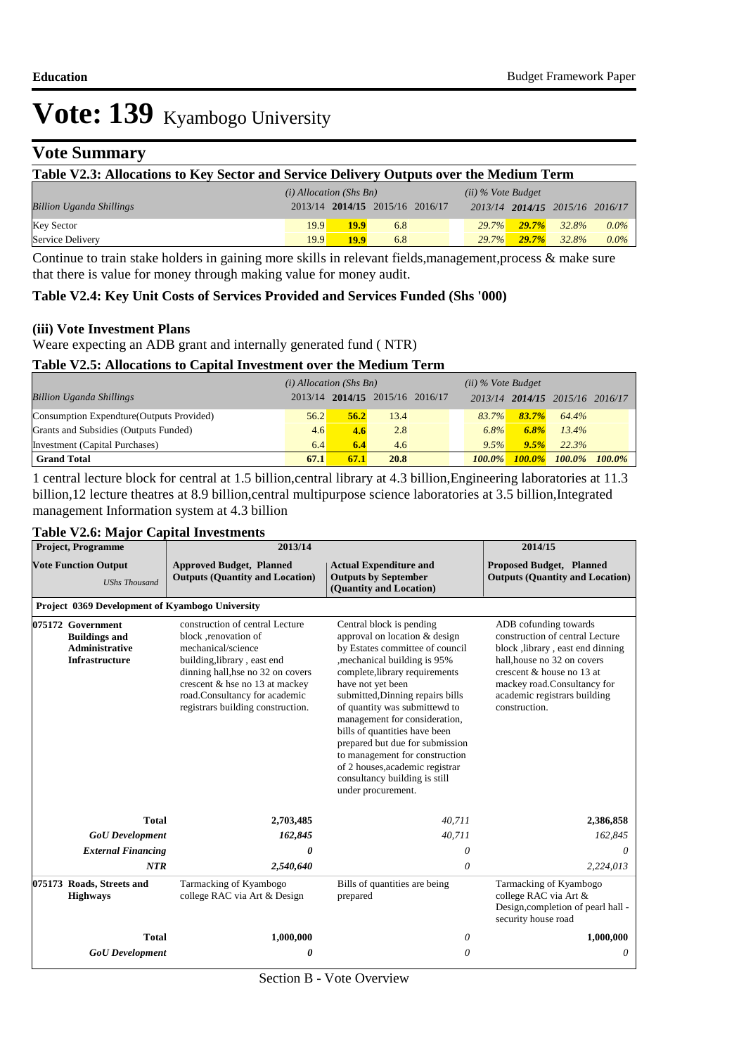# Vote: 139 Kyambogo University

## Vote Summary

**Table V2.3: Allocations to Key Sector and Service Delivery Outputs over the Medium Term**

| | (i) Allocation (Shs Bn) | | | | (ii) % Vote Budget | | | |
|---|---|---|---|---|---|---|---|---|
| *Billion Uganda Shillings* | 2013/14 | **2014/15** | 2015/16 | 2016/17 | 2013/14 | **2014/15** | 2015/16 | 2016/17 |
| Key Sector | 19.9 | **19.9** | 6.8 | | 29.7% | **29.7%** | 32.8% | 0.0% |
| Service Delivery | 19.9 | **19.9** | 6.8 | | 29.7% | **29.7%** | 32.8% | 0.0% |

Continue to train stake holders in gaining more skills in relevant fields,management,process & make sure that there is value for money through making value for money audit.

**Table V2.4: Key Unit Costs of Services Provided and Services Funded (Shs '000)**

**(iii) Vote Investment Plans**

Weare expecting an ADB grant and internally generated fund ( NTR)

**Table V2.5: Allocations to Capital Investment over the Medium Term**

| | (i) Allocation (Shs Bn) | | | | (ii) % Vote Budget | | | |
|---|---|---|---|---|---|---|---|---|
| *Billion Uganda Shillings* | 2013/14 | **2014/15** | 2015/16 | 2016/17 | 2013/14 | **2014/15** | 2015/16 | 2016/17 |
| Consumption Expendture(Outputs Provided) | 56.2 | **56.2** | 13.4 | | 83.7% | **83.7%** | 64.4% | |
| Grants and Subsidies (Outputs Funded) | 4.6 | **4.6** | 2.8 | | 6.8% | **6.8%** | 13.4% | |
| Investment (Capital Purchases) | 6.4 | **6.4** | 4.6 | | 9.5% | **9.5%** | 22.3% | |
| **Grand Total** | **67.1** | **67.1** | **20.8** | | **100.0%** | **100.0%** | **100.0%** | **100.0%** |

1 central lecture block for central at 1.5 billion,central library at 4.3 billion,Engineering laboratories at 11.3 billion,12 lecture theatres at 8.9 billion,central multipurpose science laboratories at 3.5 billion,Integrated management Information system at 4.3 billion

**Table V2.6: Major Capital Investments**

| Project, Programme | 2013/14 | | 2014/15 |
|---|---|---|---|
| **Vote Function Output** *UShs Thousand* | **Approved Budget, Planned Outputs (Quantity and Location)** | **Actual Expenditure and Outputs by September (Quantity and Location)** | **Proposed Budget, Planned Outputs (Quantity and Location)** |
| **Project 0369 Development of Kyambogo University** | | | |
| **075172 Government Buildings and Administrative Infrastructure** | construction of central Lecture block ,renovation of mechanical/science building,library , east end dinning hall,hse no 32 on covers crescent & hse no 13 at mackey road.Consultancy for academic registrars building construction. | Central block is pending approval on location & design by Estates committee of council ,mechanical building is 95% complete,library requirements have not yet been submitted,Dinning repairs bills of quantity was submittewd to management for consideration, bills of quantities have been prepared but due for submission to management for construction of 2 houses,academic registrar consultancy building is still under procurement. | ADB cofunding towards construction of central Lecture block ,library , east end dinning hall,house no 32 on covers crescent & house no 13 at mackey road.Consultancy for academic registrars building construction. |
| **Total** | **2,703,485** | *40,711* | **2,386,858** |
| ***GoU Development*** | ***162,845*** | *40,711* | *162,845* |
| ***External Financing*** | ***0*** | *0* | *0* |
| ***NTR*** | ***2,540,640*** | *0* | *2,224,013* |
| **075173 Roads, Streets and Highways** | Tarmacking of Kyambogo college RAC via Art & Design | Bills of quantities are being prepared | Tarmacking of Kyambogo college RAC via Art & Design,completion of pearl hall - security house road |
| **Total** | **1,000,000** | *0* | **1,000,000** |
| ***GoU Development*** | ***0*** | *0* | *0* |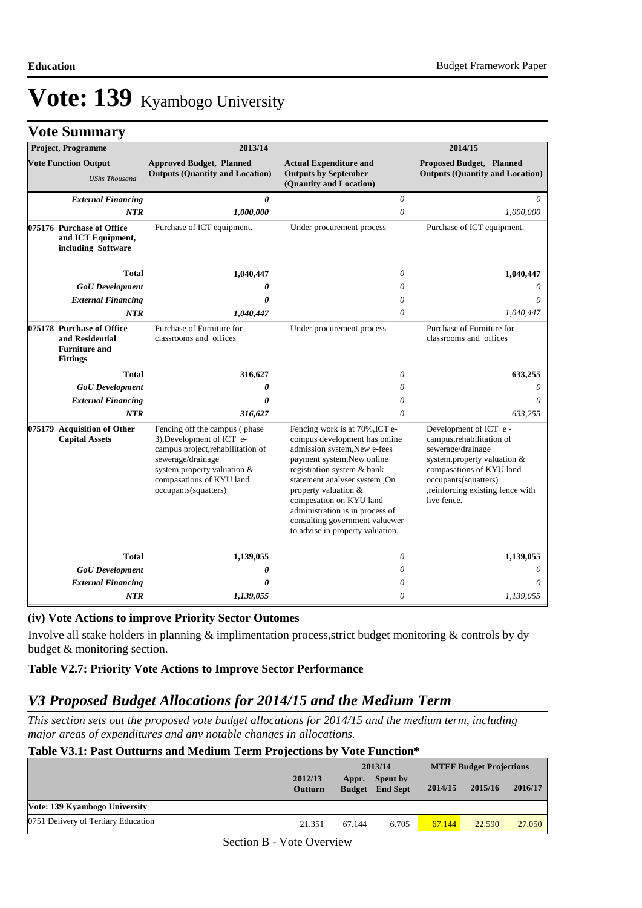# Vote: 139 Kyambogo University

## Vote Summary

| Project, Programme | 2013/14 | | 2014/15 |
|---|---|---|---|
| **Vote Function Output** *UShs Thousand* | **Approved Budget, Planned Outputs (Quantity and Location)** | **Actual Expenditure and Outputs by September (Quantity and Location)** | **Proposed Budget, Planned Outputs (Quantity and Location)** |
| ***External Financing*** | ***0*** | *0* | *0* |
| ***NTR*** | ***1,000,000*** | *0* | *1,000,000* |
| **075176 Purchase of Office and ICT Equipment, including Software** | Purchase of ICT equipment. | Under procurement process | Purchase of ICT equipment. |
| **Total** | **1,040,447** | *0* | **1,040,447** |
| ***GoU Development*** | ***0*** | *0* | *0* |
| ***External Financing*** | ***0*** | *0* | *0* |
| ***NTR*** | ***1,040,447*** | *0* | *1,040,447* |
| **075178 Purchase of Office and Residential Furniture and Fittings** | Purchase of Furniture for classrooms and offices | Under procurement process | Purchase of Furniture for classrooms and offices |
| **Total** | **316,627** | *0* | **633,255** |
| ***GoU Development*** | ***0*** | *0* | *0* |
| ***External Financing*** | ***0*** | *0* | *0* |
| ***NTR*** | ***316,627*** | *0* | *633,255* |
| **075179 Acquisition of Other Capital Assets** | Fencing off the campus ( phase 3),Development of ICT e-campus project,rehabilitation of sewerage/drainage system,property valuation & compasations of KYU land occupants(squatters) | Fencing work is at 70%,ICT e-compus development has online admission system,New e-fees payment system,New online registration system & bank statement analyser system ,On property valuation & compesation on KYU land administration is in process of consulting government valuewer to advise in property valuation. | Development of ICT e -campus,rehabilitation of sewerage/drainage system,property valuation & compasations of KYU land occupants(squatters) ,reinforcing existing fence with live fence. |
| **Total** | **1,139,055** | *0* | **1,139,055** |
| ***GoU Development*** | ***0*** | *0* | *0* |
| ***External Financing*** | ***0*** | *0* | *0* |
| ***NTR*** | ***1,139,055*** | *0* | *1,139,055* |

**(iv) Vote Actions to improve Priority Sector Outomes**

Involve all stake holders in planning & implimentation process,strict budget monitoring & controls by dy budget & monitoring section.

**Table V2.7: Priority Vote Actions to Improve Sector Performance**

## *V3 Proposed Budget Allocations for 2014/15 and the Medium Term*

*This section sets out the proposed vote budget allocations for 2014/15 and the medium term, including major areas of expenditures and any notable changes in allocations.*

**Table V3.1: Past Outturns and Medium Term Projections by Vote Function***

| | 2012/13 Outturn | 2013/14 Appr. Budget | 2013/14 Spent by End Sept | MTEF Budget Projections 2014/15 | 2015/16 | 2016/17 |
|---|---|---|---|---|---|---|
| **Vote: 139 Kyambogo University** | | | | | | |
| 0751 Delivery of Tertiary Education | 21.351 | 67.144 | 6.705 | 67.144 | 22.590 | 27.050 |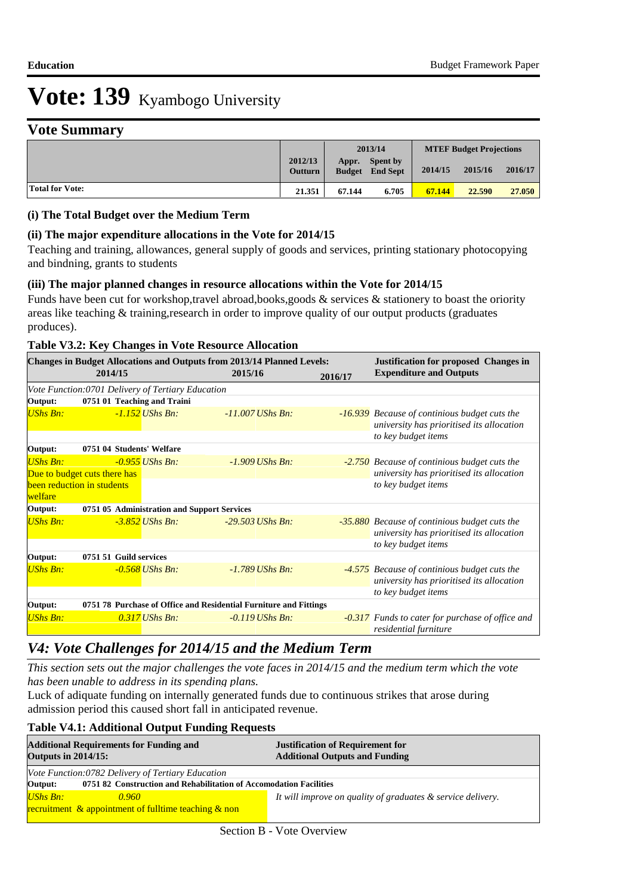# Vote: 139 Kyambogo University

## Vote Summary

| | 2012/13 Outturn | 2013/14 Appr. Budget | 2013/14 Spent by End Sept | MTEF Budget Projections 2014/15 | 2015/16 | 2016/17 |
|---|---|---|---|---|---|---|
| **Total for Vote:** | 21.351 | 67.144 | 6.705 | 67.144 | 22.590 | 27.050 |

### (i) The Total Budget over the Medium Term

### (ii) The major expenditure allocations in the Vote for 2014/15

Teaching and training, allowances, general supply of goods and services, printing stationary photocopying and bindning, grants to students

### (iii) The major planned changes in resource allocations within the Vote for 2014/15

Funds have been cut for workshop,travel abroad,books,goods & services & stationery to boast the oriority areas like teaching & training,research in order to improve quality of our output products (graduates produces).

**Table V3.2: Key Changes in Vote Resource Allocation**

| Changes in Budget Allocations and Outputs from 2013/14 Planned Levels: 2014/15 | 2015/16 | 2016/17 | Justification for proposed Changes in Expenditure and Outputs |
|---|---|---|---|
| *Vote Function:0701 Delivery of Tertiary Education* | | | |
| **Output: 0751 01 Teaching and Traini** | | | |
| *UShs Bn: -1.152* | *UShs Bn: -11.007* | *UShs Bn: -16.939* | *Because of continious budget cuts the university has prioritised its allocation to key budget items* |
| **Output: 0751 04 Students' Welfare** | | | |
| *UShs Bn: -0.955* Due to budget cuts there has been reduction in students welfare | *UShs Bn: -1.909* | *UShs Bn: -2.750* | *Because of continious budget cuts the university has prioritised its allocation to key budget items* |
| **Output: 0751 05 Administration and Support Services** | | | |
| *UShs Bn: -3.852* | *UShs Bn: -29.503* | *UShs Bn: -35.880* | *Because of continious budget cuts the university has prioritised its allocation to key budget items* |
| **Output: 0751 51 Guild services** | | | |
| *UShs Bn: -0.568* | *UShs Bn: -1.789* | *UShs Bn: -4.575* | *Because of continious budget cuts the university has prioritised its allocation to key budget items* |
| **Output: 0751 78 Purchase of Office and Residential Furniture and Fittings** | | | |
| *UShs Bn: 0.317* | *UShs Bn: -0.119* | *UShs Bn: -0.317* | *Funds to cater for purchase of office and residential furniture* |

## V4: Vote Challenges for 2014/15 and the Medium Term

*This section sets out the major challenges the vote faces in 2014/15 and the medium term which the vote has been unable to address in its spending plans.*

Luck of adiquate funding on internally generated funds due to continuous strikes that arose during admission period this caused short fall in anticipated revenue.

**Table V4.1: Additional Output Funding Requests**

| Additional Requirements for Funding and Outputs in 2014/15: | Justification of Requirement for Additional Outputs and Funding |
|---|---|
| *Vote Function:0782 Delivery of Tertiary Education* | |
| **Output: 0751 82 Construction and Rehabilitation of Accomodation Facilities** | |
| *UShs Bn: 0.960* recruitment & appointment of fulltime teaching & non | *It will improve on quality of graduates & service delivery.* |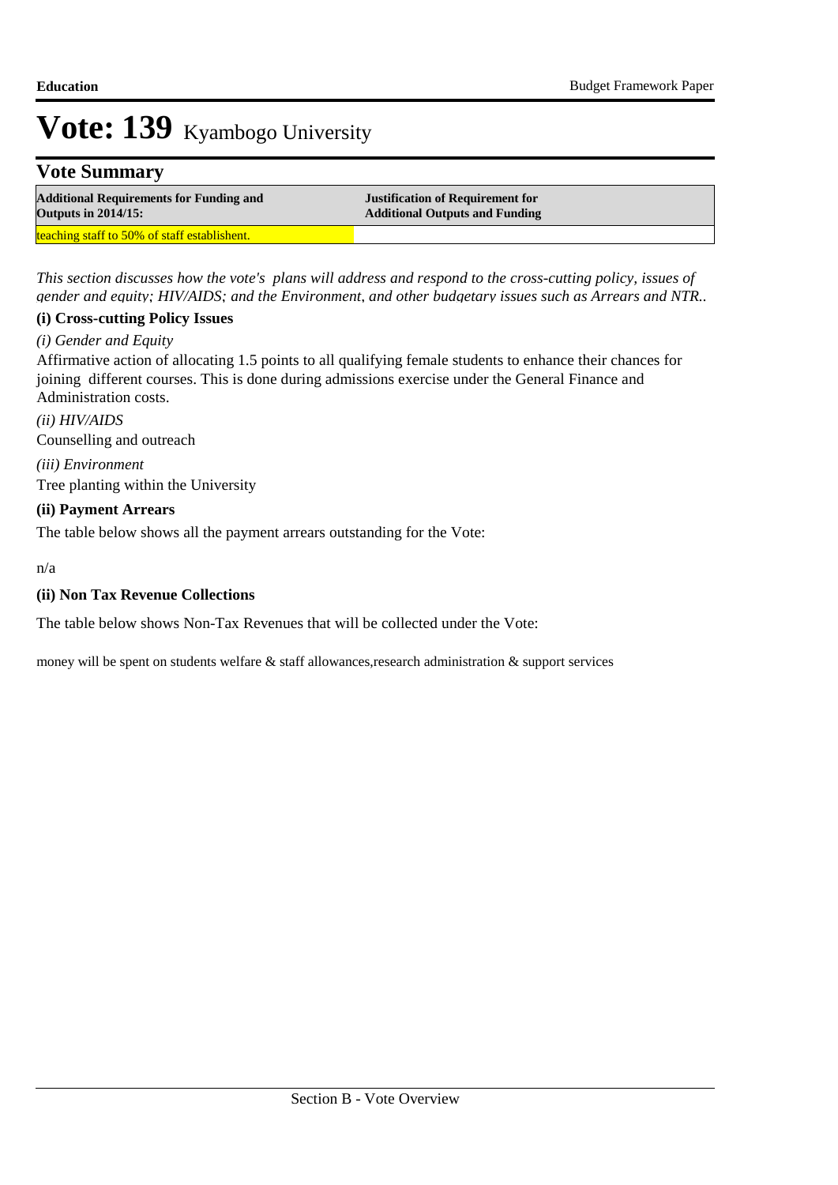# Vote: 139 Kyambogo University

## Vote Summary

| Additional Requirements for Funding and Outputs in 2014/15: | Justification of Requirement for Additional Outputs and Funding |
| --- | --- |
| teaching staff to 50% of staff establishent. | |

*This section discusses how the vote's plans will address and respond to the cross-cutting policy, issues of gender and equity; HIV/AIDS; and the Environment, and other budgetary issues such as Arrears and NTR..*

### (i) Cross-cutting Policy Issues

*(i) Gender and Equity*

Affirmative action of allocating 1.5 points to all qualifying female students to enhance their chances for joining different courses. This is done during admissions exercise under the General Finance and Administration costs.

*(ii) HIV/AIDS*

Counselling and outreach

*(iii) Environment*

Tree planting within the University

### (ii) Payment Arrears

The table below shows all the payment arrears outstanding for the Vote:

n/a

### (ii) Non Tax Revenue Collections

The table below shows Non-Tax Revenues that will be collected under the Vote:

money will be spent on students welfare & staff allowances,research administration & support services